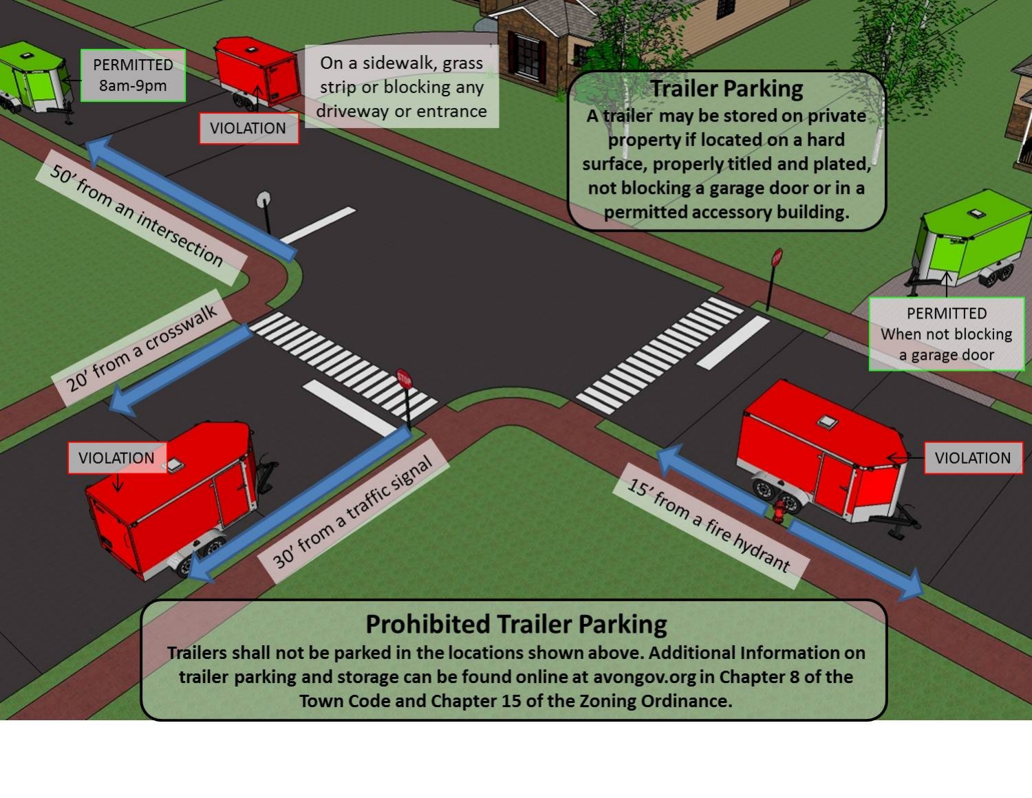PERMITTED
8am-9pm

VIOLATION

On a sidewalk, grass strip or blocking any driveway or entrance

## Trailer Parking

**A trailer may be stored on private property if located on a hard surface, properly titled and plated, not blocking a garage door or in a permitted accessory building.**

50′ from an intersection

20′ from a crosswalk

PERMITTED
When not blocking a garage door

VIOLATION

VIOLATION

30′ from a traffic signal

15′ from a fire hydrant

## Prohibited Trailer Parking

**Trailers shall not be parked in the locations shown above. Additional Information on trailer parking and storage can be found online at avongov.org in Chapter 8 of the Town Code and Chapter 15 of the Zoning Ordinance.**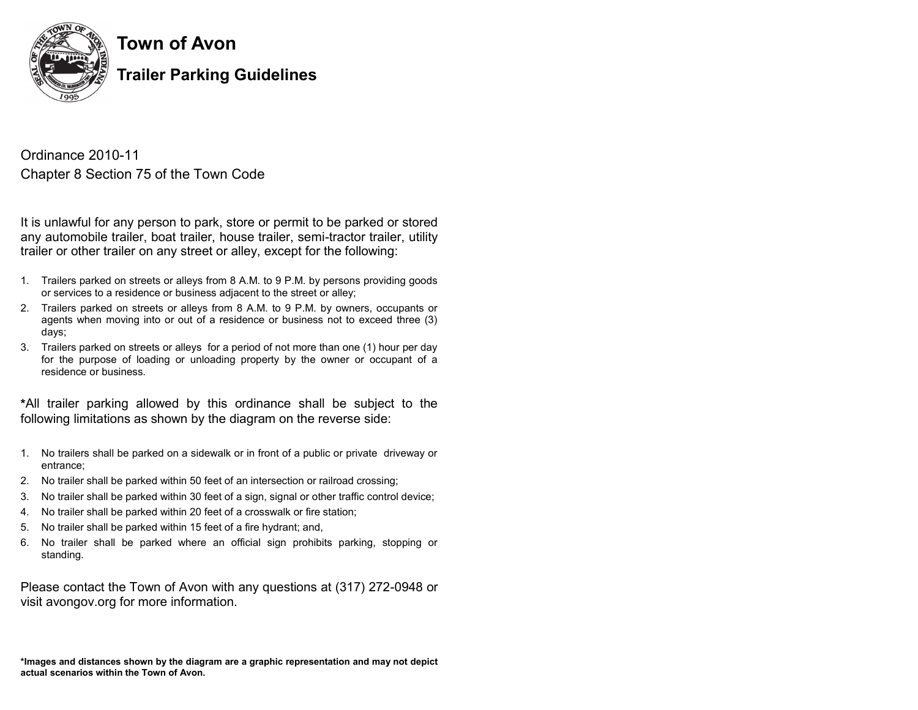# Town of Avon

## Trailer Parking Guidelines

Ordinance 2010-11

Chapter 8 Section 75 of the Town Code

It is unlawful for any person to park, store or permit to be parked or stored any automobile trailer, boat trailer, house trailer, semi-tractor trailer, utility trailer or other trailer on any street or alley, except for the following:

1. Trailers parked on streets or alleys from 8 A.M. to 9 P.M. by persons providing goods or services to a residence or business adjacent to the street or alley;
2. Trailers parked on streets or alleys from 8 A.M. to 9 P.M. by owners, occupants or agents when moving into or out of a residence or business not to exceed three (3) days;
3. Trailers parked on streets or alleys for a period of not more than one (1) hour per day for the purpose of loading or unloading property by the owner or occupant of a residence or business.

**\***All trailer parking allowed by this ordinance shall be subject to the following limitations as shown by the diagram on the reverse side:

1. No trailers shall be parked on a sidewalk or in front of a public or private driveway or entrance;
2. No trailer shall be parked within 50 feet of an intersection or railroad crossing;
3. No trailer shall be parked within 30 feet of a sign, signal or other traffic control device;
4. No trailer shall be parked within 20 feet of a crosswalk or fire station;
5. No trailer shall be parked within 15 feet of a fire hydrant; and,
6. No trailer shall be parked where an official sign prohibits parking, stopping or standing.

Please contact the Town of Avon with any questions at (317) 272-0948 or visit avongov.org for more information.

**\*Images and distances shown by the diagram are a graphic representation and may not depict actual scenarios within the Town of Avon.**